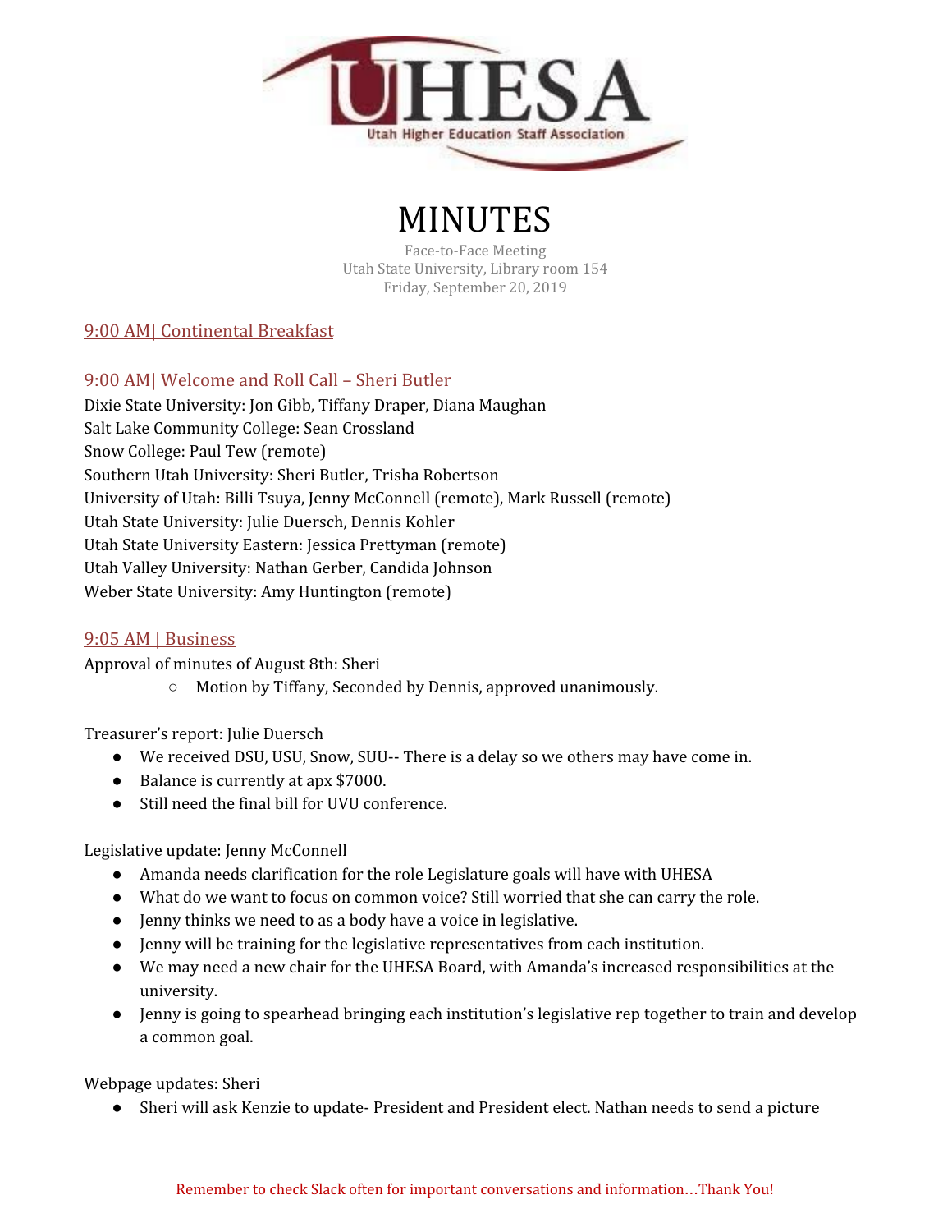UHESA
Utah Higher Education Staff Association

# MINUTES

Face-to-Face Meeting
Utah State University, Library room 154
Friday, September 20, 2019

## 9:00 AM| Continental Breakfast

## 9:00 AM| Welcome and Roll Call – Sheri Butler

Dixie State University: Jon Gibb, Tiffany Draper, Diana Maughan
Salt Lake Community College: Sean Crossland
Snow College: Paul Tew (remote)
Southern Utah University: Sheri Butler, Trisha Robertson
University of Utah: Billi Tsuya, Jenny McConnell (remote), Mark Russell (remote)
Utah State University: Julie Duersch, Dennis Kohler
Utah State University Eastern: Jessica Prettyman (remote)
Utah Valley University: Nathan Gerber, Candida Johnson
Weber State University: Amy Huntington (remote)

## 9:05 AM | Business

Approval of minutes of August 8th: Sheri

- Motion by Tiffany, Seconded by Dennis, approved unanimously.

Treasurer's report: Julie Duersch

- We received DSU, USU, Snow, SUU-- There is a delay so we others may have come in.
- Balance is currently at apx $7000.
- Still need the final bill for UVU conference.

Legislative update: Jenny McConnell

- Amanda needs clarification for the role Legislature goals will have with UHESA
- What do we want to focus on common voice? Still worried that she can carry the role.
- Jenny thinks we need to as a body have a voice in legislative.
- Jenny will be training for the legislative representatives from each institution.
- We may need a new chair for the UHESA Board, with Amanda's increased responsibilities at the university.
- Jenny is going to spearhead bringing each institution's legislative rep together to train and develop a common goal.

Webpage updates: Sheri

- Sheri will ask Kenzie to update- President and President elect. Nathan needs to send a picture

Remember to check Slack often for important conversations and information…Thank You!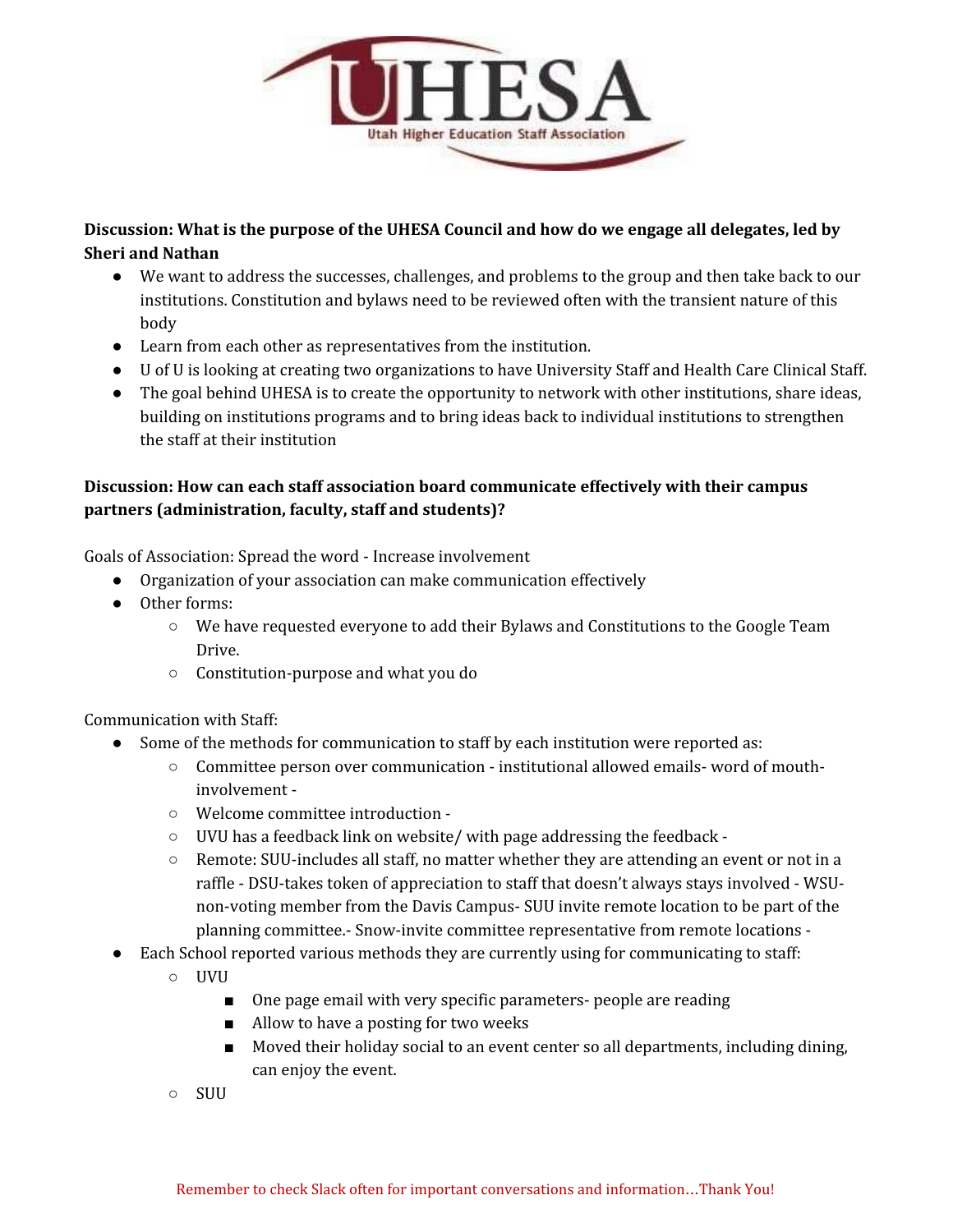**Discussion: What is the purpose of the UHESA Council and how do we engage all delegates, led by Sheri and Nathan**

- We want to address the successes, challenges, and problems to the group and then take back to our institutions. Constitution and bylaws need to be reviewed often with the transient nature of this body
- Learn from each other as representatives from the institution.
- U of U is looking at creating two organizations to have University Staff and Health Care Clinical Staff.
- The goal behind UHESA is to create the opportunity to network with other institutions, share ideas, building on institutions programs and to bring ideas back to individual institutions to strengthen the staff at their institution

**Discussion: How can each staff association board communicate effectively with their campus partners (administration, faculty, staff and students)?**

Goals of Association: Spread the word - Increase involvement

- Organization of your association can make communication effectively
- Other forms:
  - We have requested everyone to add their Bylaws and Constitutions to the Google Team Drive.
  - Constitution-purpose and what you do

Communication with Staff:

- Some of the methods for communication to staff by each institution were reported as:
  - Committee person over communication - institutional allowed emails- word of mouth-involvement -
  - Welcome committee introduction -
  - UVU has a feedback link on website/ with page addressing the feedback -
  - Remote: SUU-includes all staff, no matter whether they are attending an event or not in a raffle - DSU-takes token of appreciation to staff that doesn't always stays involved - WSU-non-voting member from the Davis Campus- SUU invite remote location to be part of the planning committee.- Snow-invite committee representative from remote locations -
- Each School reported various methods they are currently using for communicating to staff:
  - UVU
    - One page email with very specific parameters- people are reading
    - Allow to have a posting for two weeks
    - Moved their holiday social to an event center so all departments, including dining, can enjoy the event.
  - SUU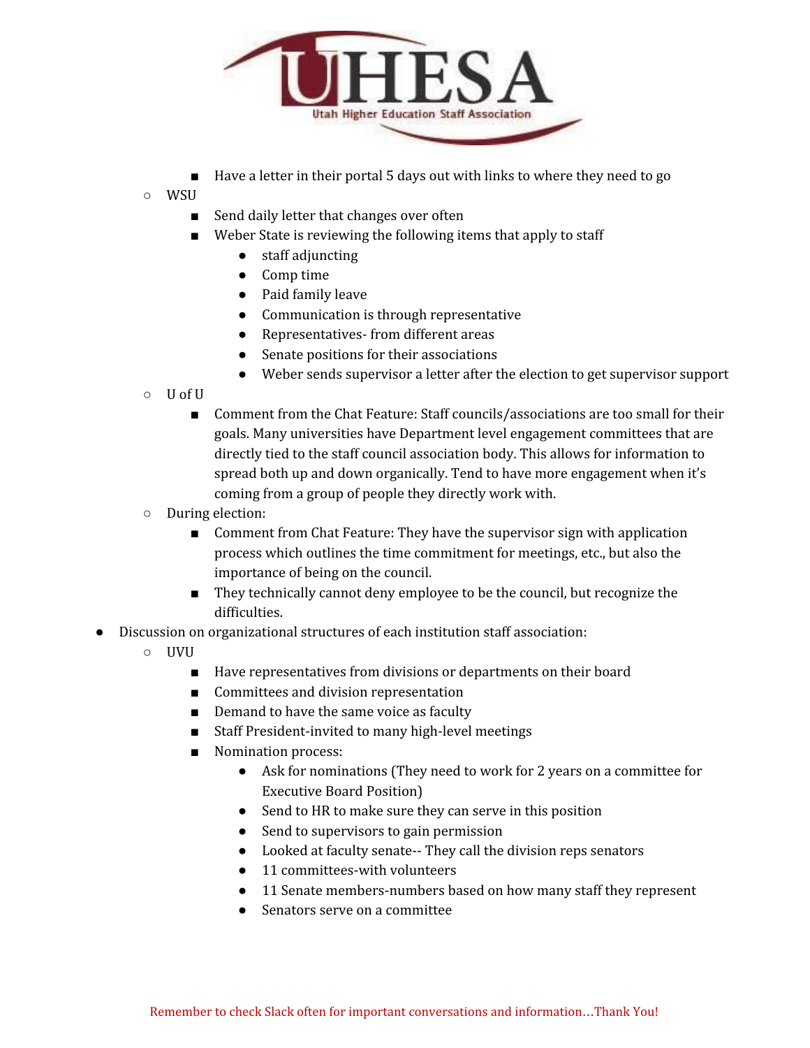- Have a letter in their portal 5 days out with links to where they need to go
    - WSU
        - Send daily letter that changes over often
        - Weber State is reviewing the following items that apply to staff
            - staff adjuncting
            - Comp time
            - Paid family leave
            - Communication is through representative
            - Representatives- from different areas
            - Senate positions for their associations
            - Weber sends supervisor a letter after the election to get supervisor support
    - U of U
        - Comment from the Chat Feature: Staff councils/associations are too small for their goals. Many universities have Department level engagement committees that are directly tied to the staff council association body. This allows for information to spread both up and down organically. Tend to have more engagement when it's coming from a group of people they directly work with.
    - During election:
        - Comment from Chat Feature: They have the supervisor sign with application process which outlines the time commitment for meetings, etc., but also the importance of being on the council.
        - They technically cannot deny employee to be the council, but recognize the difficulties.
- Discussion on organizational structures of each institution staff association:
    - UVU
        - Have representatives from divisions or departments on their board
        - Committees and division representation
        - Demand to have the same voice as faculty
        - Staff President-invited to many high-level meetings
        - Nomination process:
            - Ask for nominations (They need to work for 2 years on a committee for Executive Board Position)
            - Send to HR to make sure they can serve in this position
            - Send to supervisors to gain permission
            - Looked at faculty senate-- They call the division reps senators
            - 11 committees-with volunteers
            - 11 Senate members-numbers based on how many staff they represent
            - Senators serve on a committee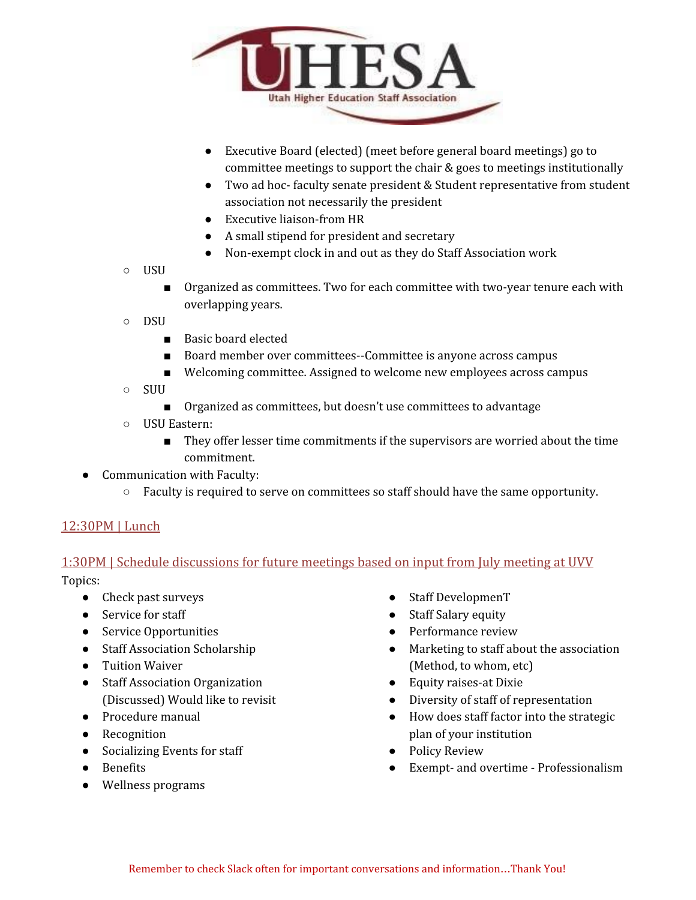- Executive Board (elected) (meet before general board meetings) go to committee meetings to support the chair & goes to meetings institutionally
- Two ad hoc- faculty senate president & Student representative from student association not necessarily the president
- Executive liaison-from HR
- A small stipend for president and secretary
- Non-exempt clock in and out as they do Staff Association work

    - USU
        - Organized as committees. Two for each committee with two-year tenure each with overlapping years.
    - DSU
        - Basic board elected
        - Board member over committees--Committee is anyone across campus
        - Welcoming committee. Assigned to welcome new employees across campus
    - SUU
        - Organized as committees, but doesn't use committees to advantage
    - USU Eastern:
        - They offer lesser time commitments if the supervisors are worried about the time commitment.
- Communication with Faculty:
    - Faculty is required to serve on committees so staff should have the same opportunity.

## 12:30PM | Lunch

## 1:30PM | Schedule discussions for future meetings based on input from July meeting at UVV

Topics:

- Check past surveys
- Service for staff
- Service Opportunities
- Staff Association Scholarship
- Tuition Waiver
- Staff Association Organization (Discussed) Would like to revisit
- Procedure manual
- Recognition
- Socializing Events for staff
- Benefits
- Wellness programs
- Staff DevelopmenT
- Staff Salary equity
- Performance review
- Marketing to staff about the association (Method, to whom, etc)
- Equity raises-at Dixie
- Diversity of staff of representation
- How does staff factor into the strategic plan of your institution
- Policy Review
- Exempt- and overtime - Professionalism

Remember to check Slack often for important conversations and information…Thank You!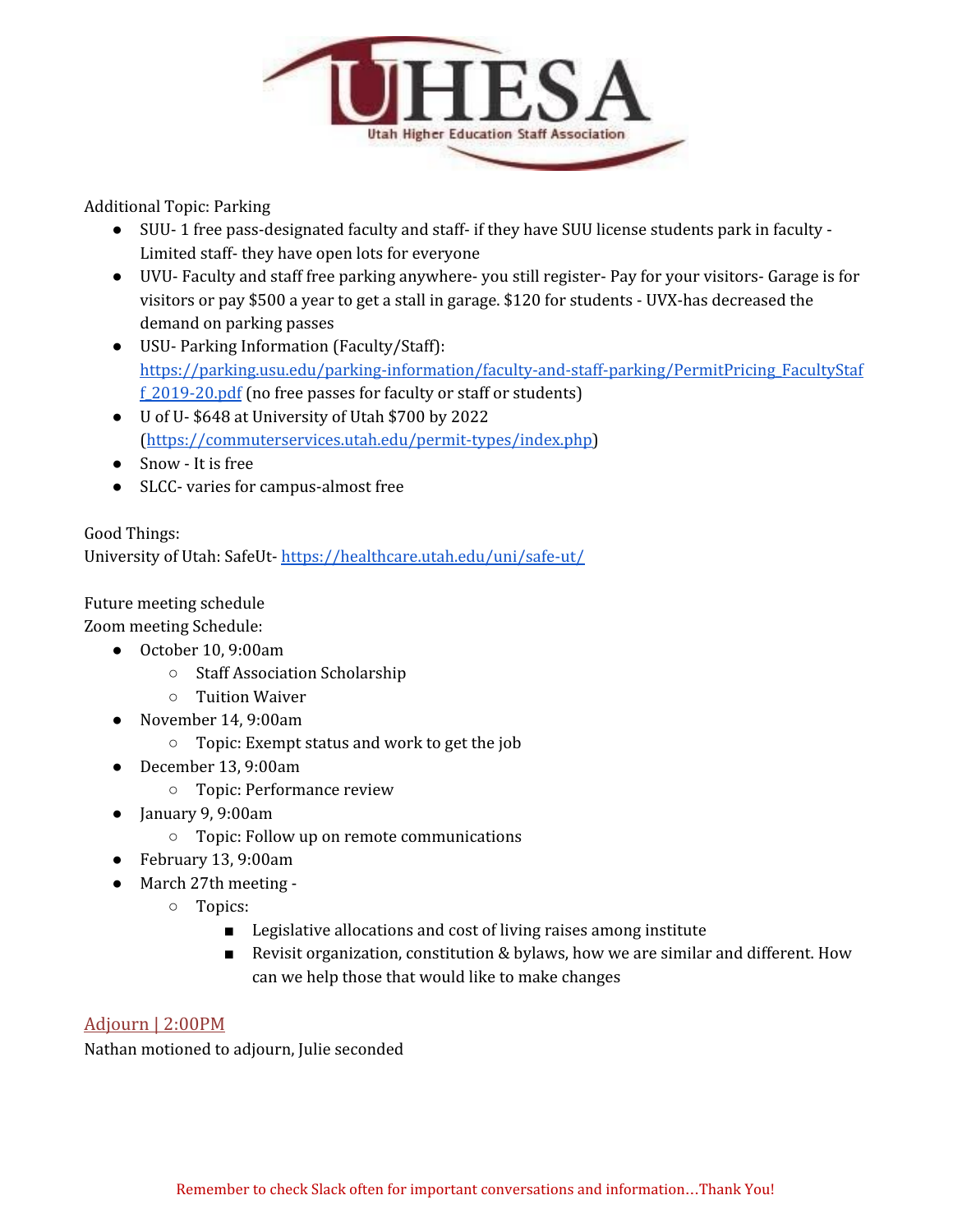Additional Topic: Parking

- SUU- 1 free pass-designated faculty and staff- if they have SUU license students park in faculty - Limited staff- they have open lots for everyone
- UVU- Faculty and staff free parking anywhere- you still register- Pay for your visitors- Garage is for visitors or pay $500 a year to get a stall in garage. $120 for students - UVX-has decreased the demand on parking passes
- USU- Parking Information (Faculty/Staff): https://parking.usu.edu/parking-information/faculty-and-staff-parking/PermitPricing_FacultyStaff_2019-20.pdf (no free passes for faculty or staff or students)
- U of U- $648 at University of Utah $700 by 2022 (https://commuterservices.utah.edu/permit-types/index.php)
- Snow - It is free
- SLCC- varies for campus-almost free

Good Things:
University of Utah: SafeUt- https://healthcare.utah.edu/uni/safe-ut/

Future meeting schedule
Zoom meeting Schedule:

- October 10, 9:00am
  - Staff Association Scholarship
  - Tuition Waiver
- November 14, 9:00am
  - Topic: Exempt status and work to get the job
- December 13, 9:00am
  - Topic: Performance review
- January 9, 9:00am
  - Topic: Follow up on remote communications
- February 13, 9:00am
- March 27th meeting -
  - Topics:
    - Legislative allocations and cost of living raises among institute
    - Revisit organization, constitution & bylaws, how we are similar and different. How can we help those that would like to make changes

## Adjourn | 2:00PM

Nathan motioned to adjourn, Julie seconded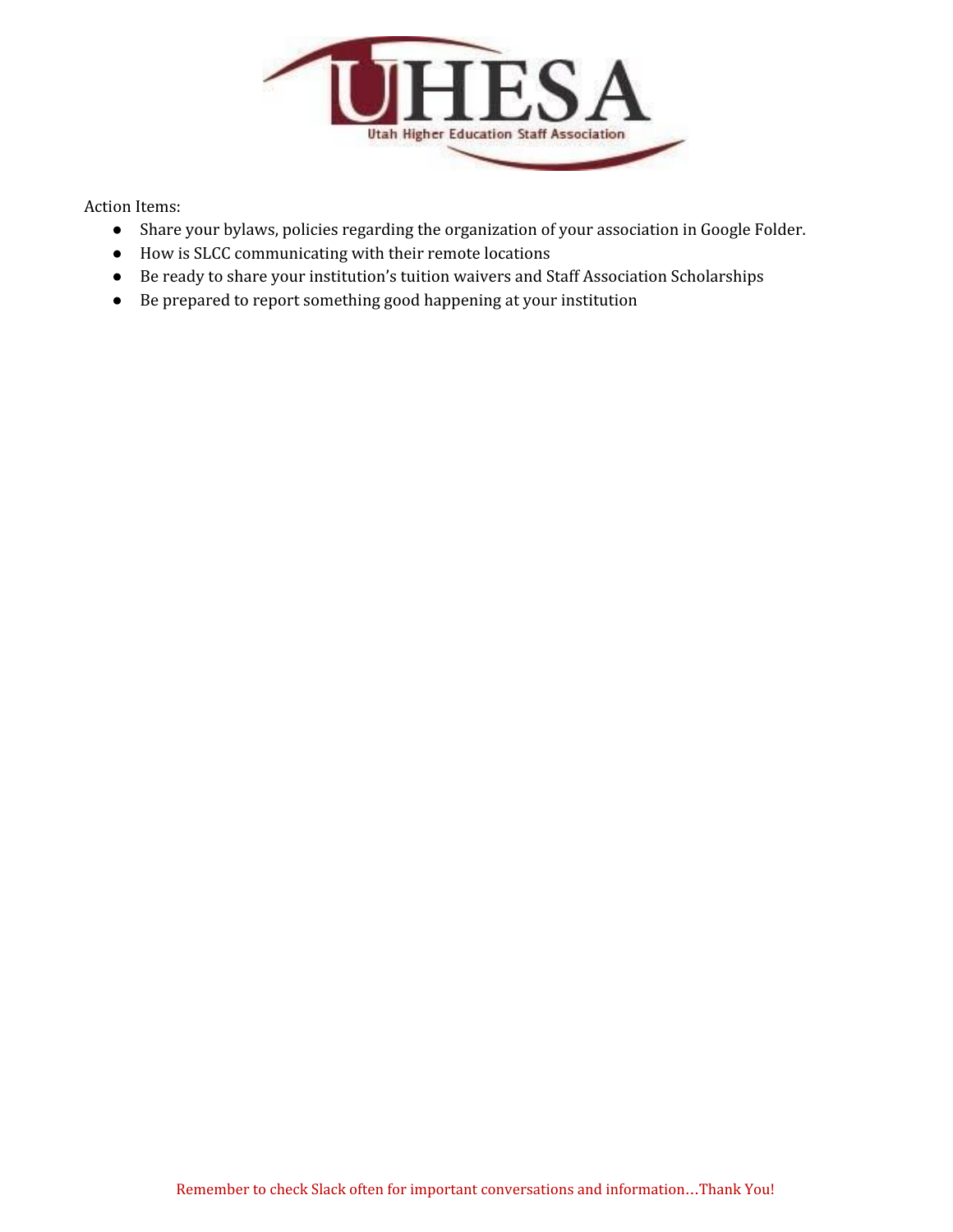Action Items:

- Share your bylaws, policies regarding the organization of your association in Google Folder.
- How is SLCC communicating with their remote locations
- Be ready to share your institution's tuition waivers and Staff Association Scholarships
- Be prepared to report something good happening at your institution

Remember to check Slack often for important conversations and information…Thank You!